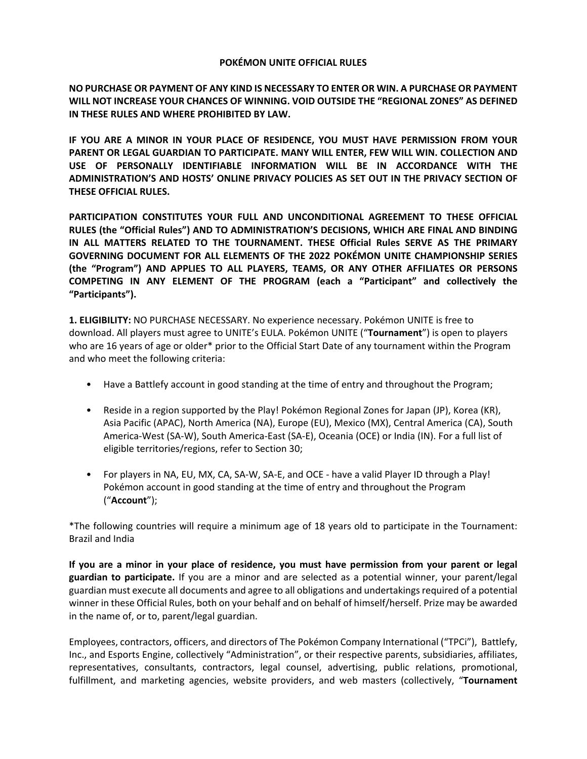# POKÉMON UNITE OFFICIAL RULES

**NO PURCHASE OR PAYMENT OF ANY KIND IS NECESSARY TO ENTER OR WIN. A PURCHASE OR PAYMENT WILL NOT INCREASE YOUR CHANCES OF WINNING. VOID OUTSIDE THE "REGIONAL ZONES" AS DEFINED IN THESE RULES AND WHERE PROHIBITED BY LAW.**

**IF YOU ARE A MINOR IN YOUR PLACE OF RESIDENCE, YOU MUST HAVE PERMISSION FROM YOUR PARENT OR LEGAL GUARDIAN TO PARTICIPATE. MANY WILL ENTER, FEW WILL WIN. COLLECTION AND USE OF PERSONALLY IDENTIFIABLE INFORMATION WILL BE IN ACCORDANCE WITH THE ADMINISTRATION'S AND HOSTS' ONLINE PRIVACY POLICIES AS SET OUT IN THE PRIVACY SECTION OF THESE OFFICIAL RULES.**

**PARTICIPATION CONSTITUTES YOUR FULL AND UNCONDITIONAL AGREEMENT TO THESE OFFICIAL RULES (the "Official Rules") AND TO ADMINISTRATION'S DECISIONS, WHICH ARE FINAL AND BINDING IN ALL MATTERS RELATED TO THE TOURNAMENT. THESE Official Rules SERVE AS THE PRIMARY GOVERNING DOCUMENT FOR ALL ELEMENTS OF THE 2022 POKÉMON UNITE CHAMPIONSHIP SERIES (the "Program") AND APPLIES TO ALL PLAYERS, TEAMS, OR ANY OTHER AFFILIATES OR PERSONS COMPETING IN ANY ELEMENT OF THE PROGRAM (each a "Participant" and collectively the "Participants").**

**1. ELIGIBILITY:** NO PURCHASE NECESSARY. No experience necessary. Pokémon UNITE is free to download. All players must agree to UNITE's EULA. Pokémon UNITE ("**Tournament**") is open to players who are 16 years of age or older* prior to the Official Start Date of any tournament within the Program and who meet the following criteria:

- Have a Battlefy account in good standing at the time of entry and throughout the Program;
- Reside in a region supported by the Play! Pokémon Regional Zones for Japan (JP), Korea (KR), Asia Pacific (APAC), North America (NA), Europe (EU), Mexico (MX), Central America (CA), South America-West (SA-W), South America-East (SA-E), Oceania (OCE) or India (IN). For a full list of eligible territories/regions, refer to Section 30;
- For players in NA, EU, MX, CA, SA-W, SA-E, and OCE - have a valid Player ID through a Play! Pokémon account in good standing at the time of entry and throughout the Program ("**Account**");

*The following countries will require a minimum age of 18 years old to participate in the Tournament: Brazil and India

**If you are a minor in your place of residence, you must have permission from your parent or legal guardian to participate.** If you are a minor and are selected as a potential winner, your parent/legal guardian must execute all documents and agree to all obligations and undertakings required of a potential winner in these Official Rules, both on your behalf and on behalf of himself/herself. Prize may be awarded in the name of, or to, parent/legal guardian.

Employees, contractors, officers, and directors of The Pokémon Company International ("TPCi"), Battlefy, Inc., and Esports Engine, collectively "Administration", or their respective parents, subsidiaries, affiliates, representatives, consultants, contractors, legal counsel, advertising, public relations, promotional, fulfillment, and marketing agencies, website providers, and web masters (collectively, "**Tournament**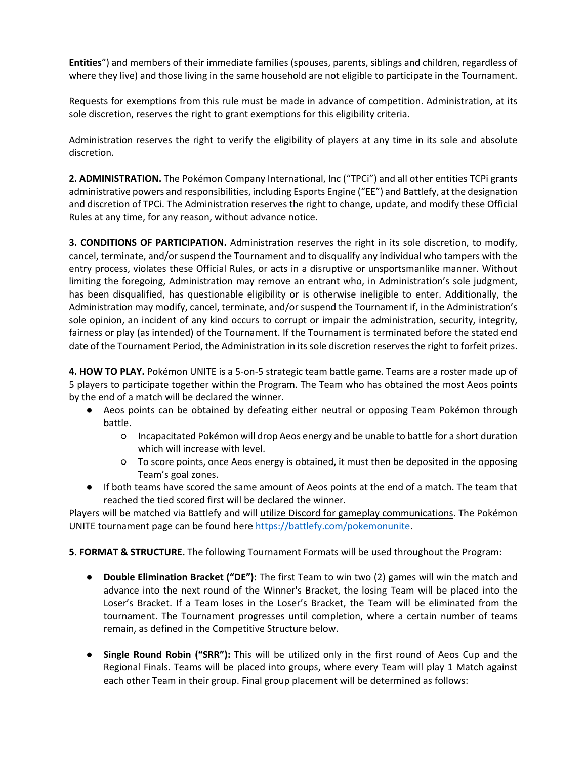**Entities**") and members of their immediate families (spouses, parents, siblings and children, regardless of where they live) and those living in the same household are not eligible to participate in the Tournament.

Requests for exemptions from this rule must be made in advance of competition. Administration, at its sole discretion, reserves the right to grant exemptions for this eligibility criteria.

Administration reserves the right to verify the eligibility of players at any time in its sole and absolute discretion.

**2. ADMINISTRATION.** The Pokémon Company International, Inc ("TPCi") and all other entities TCPi grants administrative powers and responsibilities, including Esports Engine ("EE") and Battlefy, at the designation and discretion of TPCi. The Administration reserves the right to change, update, and modify these Official Rules at any time, for any reason, without advance notice.

**3. CONDITIONS OF PARTICIPATION.** Administration reserves the right in its sole discretion, to modify, cancel, terminate, and/or suspend the Tournament and to disqualify any individual who tampers with the entry process, violates these Official Rules, or acts in a disruptive or unsportsmanlike manner. Without limiting the foregoing, Administration may remove an entrant who, in Administration's sole judgment, has been disqualified, has questionable eligibility or is otherwise ineligible to enter. Additionally, the Administration may modify, cancel, terminate, and/or suspend the Tournament if, in the Administration's sole opinion, an incident of any kind occurs to corrupt or impair the administration, security, integrity, fairness or play (as intended) of the Tournament. If the Tournament is terminated before the stated end date of the Tournament Period, the Administration in its sole discretion reserves the right to forfeit prizes.

**4. HOW TO PLAY.** Pokémon UNITE is a 5-on-5 strategic team battle game. Teams are a roster made up of 5 players to participate together within the Program. The Team who has obtained the most Aeos points by the end of a match will be declared the winner.

- Aeos points can be obtained by defeating either neutral or opposing Team Pokémon through battle.
  - Incapacitated Pokémon will drop Aeos energy and be unable to battle for a short duration which will increase with level.
  - To score points, once Aeos energy is obtained, it must then be deposited in the opposing Team's goal zones.
- If both teams have scored the same amount of Aeos points at the end of a match. The team that reached the tied scored first will be declared the winner.

Players will be matched via Battlefy and will utilize Discord for gameplay communications. The Pokémon UNITE tournament page can be found here https://battlefy.com/pokemonunite.

**5. FORMAT & STRUCTURE.** The following Tournament Formats will be used throughout the Program:

- **Double Elimination Bracket ("DE"):** The first Team to win two (2) games will win the match and advance into the next round of the Winner's Bracket, the losing Team will be placed into the Loser's Bracket. If a Team loses in the Loser's Bracket, the Team will be eliminated from the tournament. The Tournament progresses until completion, where a certain number of teams remain, as defined in the Competitive Structure below.

- **Single Round Robin ("SRR"):** This will be utilized only in the first round of Aeos Cup and the Regional Finals. Teams will be placed into groups, where every Team will play 1 Match against each other Team in their group. Final group placement will be determined as follows: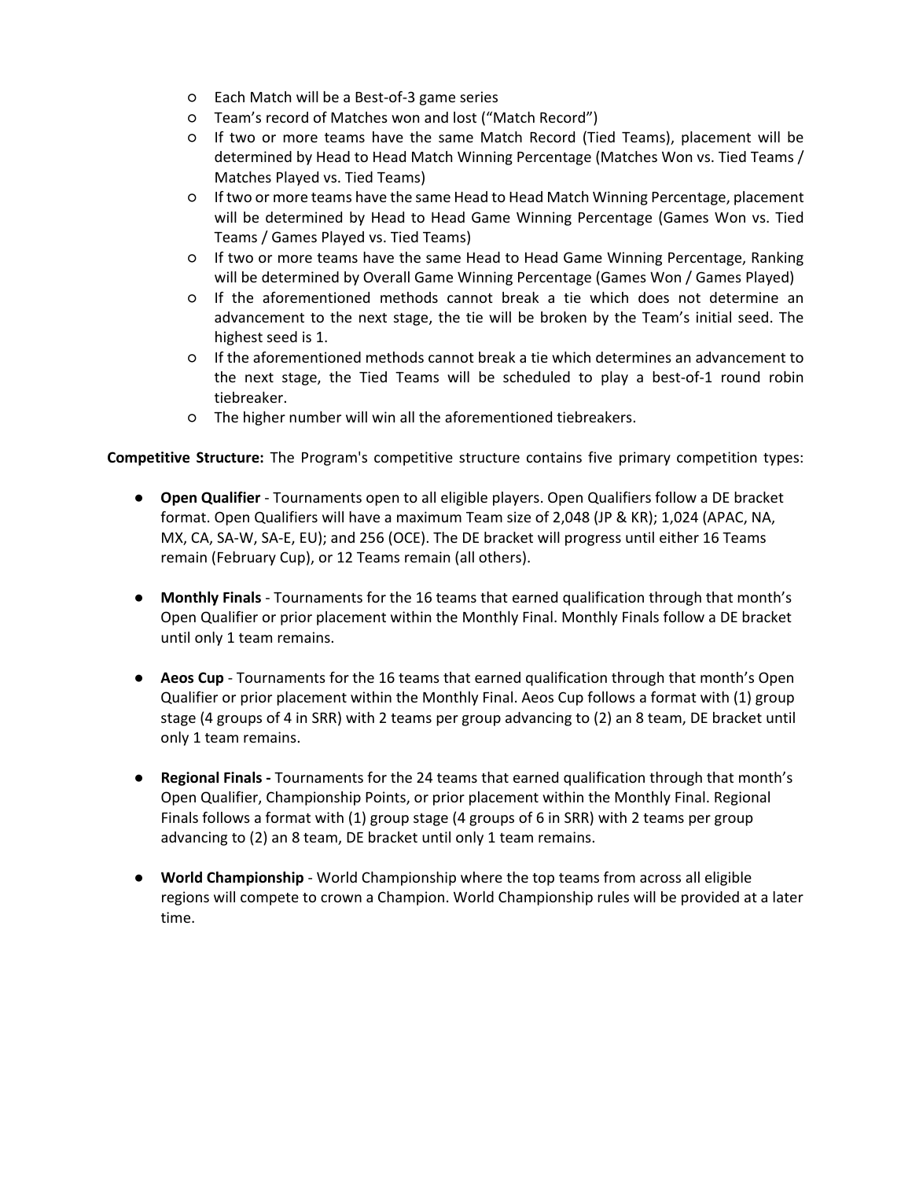- Each Match will be a Best-of-3 game series
- Team's record of Matches won and lost ("Match Record")
- If two or more teams have the same Match Record (Tied Teams), placement will be determined by Head to Head Match Winning Percentage (Matches Won vs. Tied Teams / Matches Played vs. Tied Teams)
- If two or more teams have the same Head to Head Match Winning Percentage, placement will be determined by Head to Head Game Winning Percentage (Games Won vs. Tied Teams / Games Played vs. Tied Teams)
- If two or more teams have the same Head to Head Game Winning Percentage, Ranking will be determined by Overall Game Winning Percentage (Games Won / Games Played)
- If the aforementioned methods cannot break a tie which does not determine an advancement to the next stage, the tie will be broken by the Team's initial seed. The highest seed is 1.
- If the aforementioned methods cannot break a tie which determines an advancement to the next stage, the Tied Teams will be scheduled to play a best-of-1 round robin tiebreaker.
- The higher number will win all the aforementioned tiebreakers.

**Competitive Structure:** The Program's competitive structure contains five primary competition types:

- **Open Qualifier** - Tournaments open to all eligible players. Open Qualifiers follow a DE bracket format. Open Qualifiers will have a maximum Team size of 2,048 (JP & KR); 1,024 (APAC, NA, MX, CA, SA-W, SA-E, EU); and 256 (OCE). The DE bracket will progress until either 16 Teams remain (February Cup), or 12 Teams remain (all others).

- **Monthly Finals** - Tournaments for the 16 teams that earned qualification through that month's Open Qualifier or prior placement within the Monthly Final. Monthly Finals follow a DE bracket until only 1 team remains.

- **Aeos Cup** - Tournaments for the 16 teams that earned qualification through that month's Open Qualifier or prior placement within the Monthly Final. Aeos Cup follows a format with (1) group stage (4 groups of 4 in SRR) with 2 teams per group advancing to (2) an 8 team, DE bracket until only 1 team remains.

- **Regional Finals -** Tournaments for the 24 teams that earned qualification through that month's Open Qualifier, Championship Points, or prior placement within the Monthly Final. Regional Finals follows a format with (1) group stage (4 groups of 6 in SRR) with 2 teams per group advancing to (2) an 8 team, DE bracket until only 1 team remains.

- **World Championship** - World Championship where the top teams from across all eligible regions will compete to crown a Champion. World Championship rules will be provided at a later time.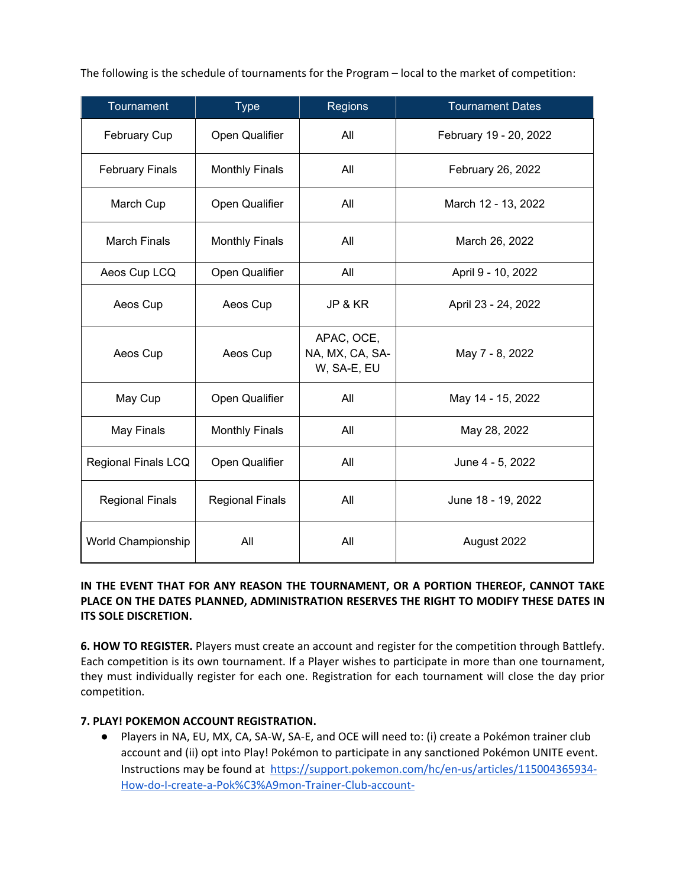The following is the schedule of tournaments for the Program – local to the market of competition:

| Tournament | Type | Regions | Tournament Dates |
|---|---|---|---|
| February Cup | Open Qualifier | All | February 19 - 20, 2022 |
| February Finals | Monthly Finals | All | February 26, 2022 |
| March Cup | Open Qualifier | All | March 12 - 13, 2022 |
| March Finals | Monthly Finals | All | March 26, 2022 |
| Aeos Cup LCQ | Open Qualifier | All | April 9 - 10, 2022 |
| Aeos Cup | Aeos Cup | JP & KR | April 23 - 24, 2022 |
| Aeos Cup | Aeos Cup | APAC, OCE, NA, MX, CA, SA-W, SA-E, EU | May 7 - 8, 2022 |
| May Cup | Open Qualifier | All | May 14 - 15, 2022 |
| May Finals | Monthly Finals | All | May 28, 2022 |
| Regional Finals LCQ | Open Qualifier | All | June 4 - 5, 2022 |
| Regional Finals | Regional Finals | All | June 18 - 19, 2022 |
| World Championship | All | All | August 2022 |

**IN THE EVENT THAT FOR ANY REASON THE TOURNAMENT, OR A PORTION THEREOF, CANNOT TAKE PLACE ON THE DATES PLANNED, ADMINISTRATION RESERVES THE RIGHT TO MODIFY THESE DATES IN ITS SOLE DISCRETION.**

**6. HOW TO REGISTER.** Players must create an account and register for the competition through Battlefy. Each competition is its own tournament. If a Player wishes to participate in more than one tournament, they must individually register for each one. Registration for each tournament will close the day prior competition.

**7. PLAY! POKEMON ACCOUNT REGISTRATION.**

- Players in NA, EU, MX, CA, SA-W, SA-E, and OCE will need to: (i) create a Pokémon trainer club account and (ii) opt into Play! Pokémon to participate in any sanctioned Pokémon UNITE event. Instructions may be found at [https://support.pokemon.com/hc/en-us/articles/115004365934-How-do-I-create-a-Pok%C3%A9mon-Trainer-Club-account-](https://support.pokemon.com/hc/en-us/articles/115004365934-How-do-I-create-a-Pok%C3%A9mon-Trainer-Club-account-)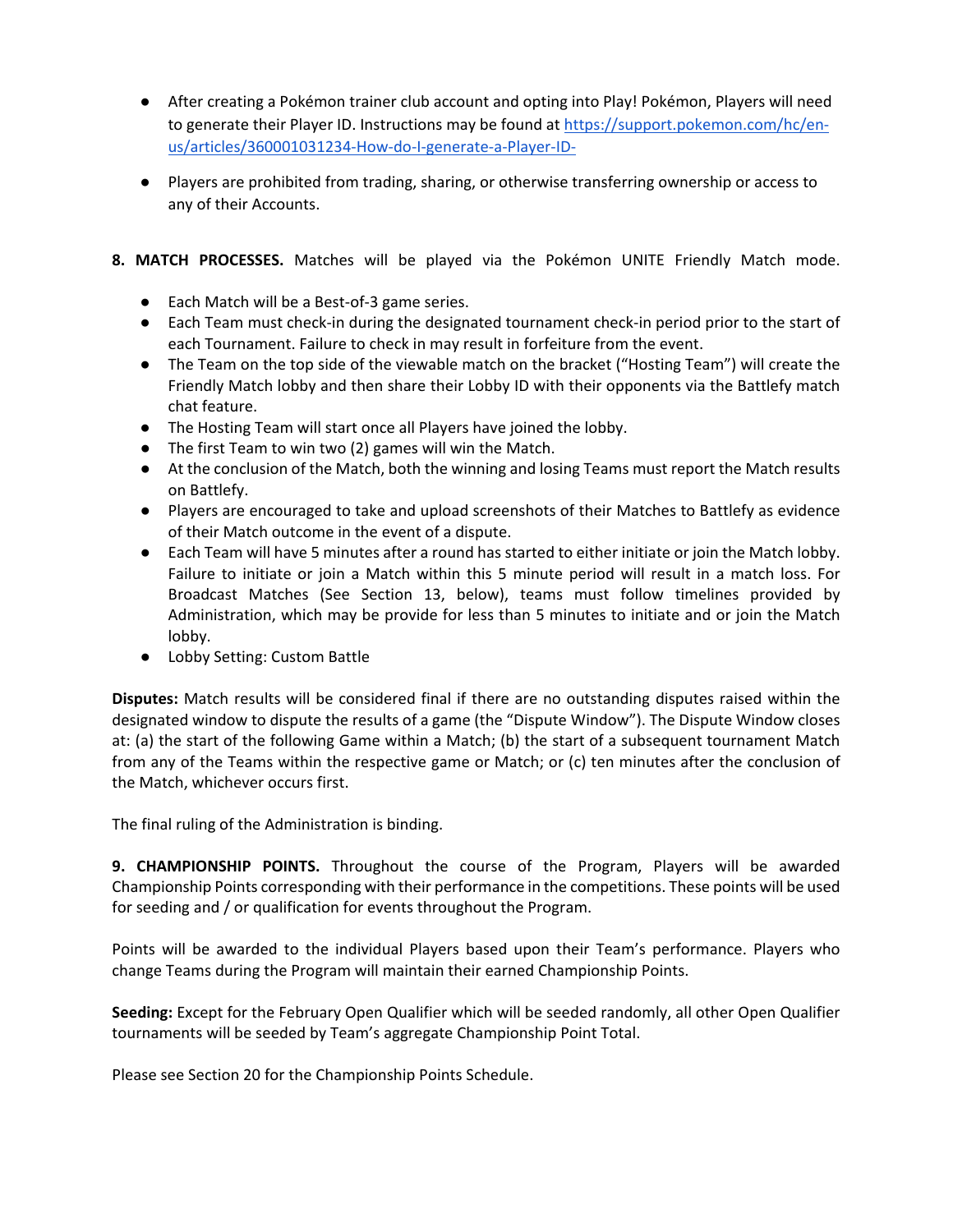- After creating a Pokémon trainer club account and opting into Play! Pokémon, Players will need to generate their Player ID. Instructions may be found at [https://support.pokemon.com/hc/en-us/articles/360001031234-How-do-I-generate-a-Player-ID-](https://support.pokemon.com/hc/en-us/articles/360001031234-How-do-I-generate-a-Player-ID-)
- Players are prohibited from trading, sharing, or otherwise transferring ownership or access to any of their Accounts.

**8. MATCH PROCESSES.** Matches will be played via the Pokémon UNITE Friendly Match mode.

- Each Match will be a Best-of-3 game series.
- Each Team must check-in during the designated tournament check-in period prior to the start of each Tournament. Failure to check in may result in forfeiture from the event.
- The Team on the top side of the viewable match on the bracket ("Hosting Team") will create the Friendly Match lobby and then share their Lobby ID with their opponents via the Battlefy match chat feature.
- The Hosting Team will start once all Players have joined the lobby.
- The first Team to win two (2) games will win the Match.
- At the conclusion of the Match, both the winning and losing Teams must report the Match results on Battlefy.
- Players are encouraged to take and upload screenshots of their Matches to Battlefy as evidence of their Match outcome in the event of a dispute.
- Each Team will have 5 minutes after a round has started to either initiate or join the Match lobby. Failure to initiate or join a Match within this 5 minute period will result in a match loss. For Broadcast Matches (See Section 13, below), teams must follow timelines provided by Administration, which may be provide for less than 5 minutes to initiate and or join the Match lobby.
- Lobby Setting: Custom Battle

**Disputes:** Match results will be considered final if there are no outstanding disputes raised within the designated window to dispute the results of a game (the "Dispute Window"). The Dispute Window closes at: (a) the start of the following Game within a Match; (b) the start of a subsequent tournament Match from any of the Teams within the respective game or Match; or (c) ten minutes after the conclusion of the Match, whichever occurs first.

The final ruling of the Administration is binding.

**9. CHAMPIONSHIP POINTS.** Throughout the course of the Program, Players will be awarded Championship Points corresponding with their performance in the competitions. These points will be used for seeding and / or qualification for events throughout the Program.

Points will be awarded to the individual Players based upon their Team's performance. Players who change Teams during the Program will maintain their earned Championship Points.

**Seeding:** Except for the February Open Qualifier which will be seeded randomly, all other Open Qualifier tournaments will be seeded by Team's aggregate Championship Point Total.

Please see Section 20 for the Championship Points Schedule.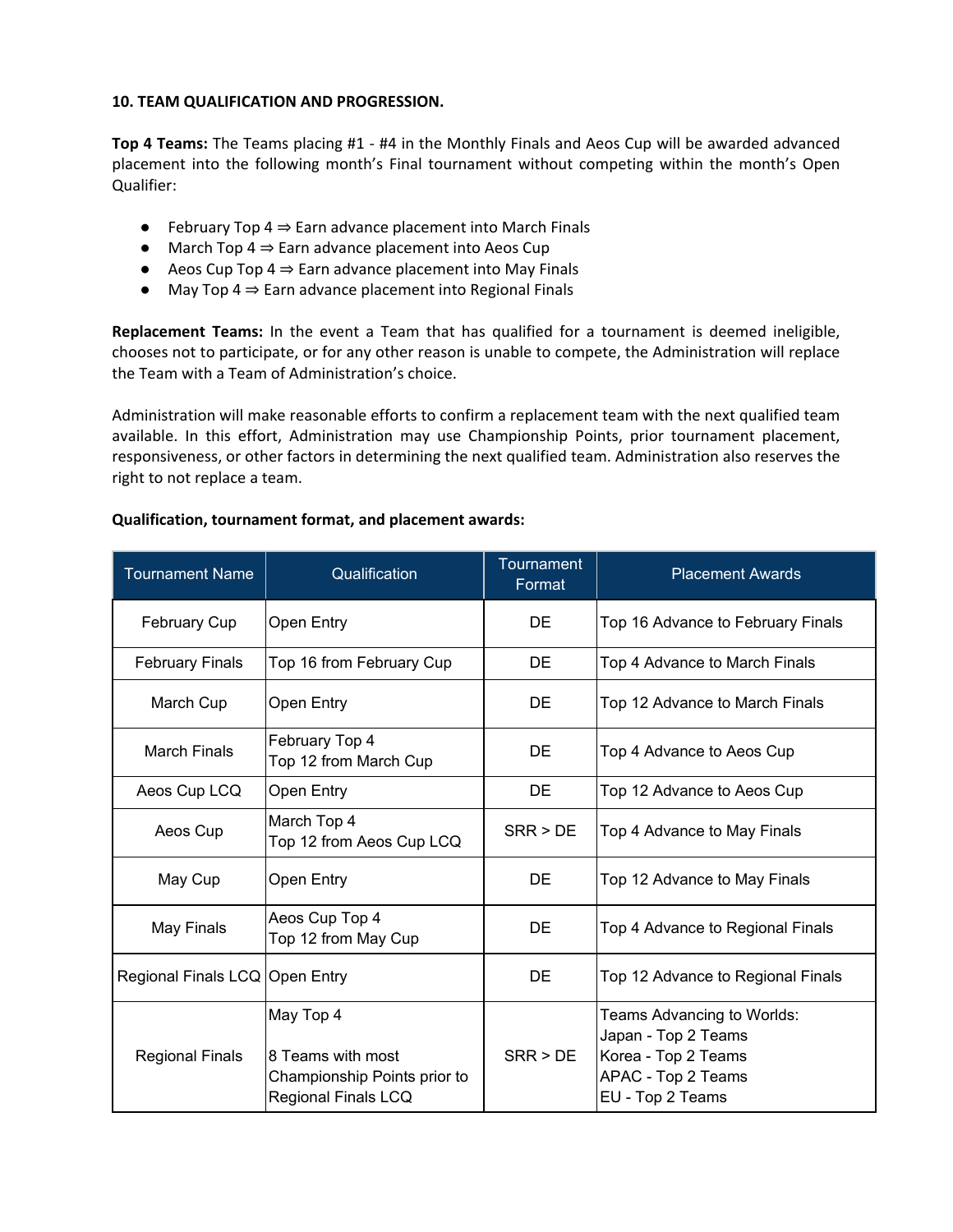**10. TEAM QUALIFICATION AND PROGRESSION.**

**Top 4 Teams:** The Teams placing #1 - #4 in the Monthly Finals and Aeos Cup will be awarded advanced placement into the following month's Final tournament without competing within the month's Open Qualifier:

- February Top 4 ⇒ Earn advance placement into March Finals
- March Top 4 ⇒ Earn advance placement into Aeos Cup
- Aeos Cup Top 4 ⇒ Earn advance placement into May Finals
- May Top 4 ⇒ Earn advance placement into Regional Finals

**Replacement Teams:** In the event a Team that has qualified for a tournament is deemed ineligible, chooses not to participate, or for any other reason is unable to compete, the Administration will replace the Team with a Team of Administration's choice.

Administration will make reasonable efforts to confirm a replacement team with the next qualified team available. In this effort, Administration may use Championship Points, prior tournament placement, responsiveness, or other factors in determining the next qualified team. Administration also reserves the right to not replace a team.

**Qualification, tournament format, and placement awards:**

| Tournament Name | Qualification | Tournament Format | Placement Awards |
|---|---|---|---|
| February Cup | Open Entry | DE | Top 16 Advance to February Finals |
| February Finals | Top 16 from February Cup | DE | Top 4 Advance to March Finals |
| March Cup | Open Entry | DE | Top 12 Advance to March Finals |
| March Finals | February Top 4<br>Top 12 from March Cup | DE | Top 4 Advance to Aeos Cup |
| Aeos Cup LCQ | Open Entry | DE | Top 12 Advance to Aeos Cup |
| Aeos Cup | March Top 4<br>Top 12 from Aeos Cup LCQ | SRR > DE | Top 4 Advance to May Finals |
| May Cup | Open Entry | DE | Top 12 Advance to May Finals |
| May Finals | Aeos Cup Top 4<br>Top 12 from May Cup | DE | Top 4 Advance to Regional Finals |
| Regional Finals LCQ | Open Entry | DE | Top 12 Advance to Regional Finals |
| Regional Finals | May Top 4<br><br>8 Teams with most Championship Points prior to Regional Finals LCQ | SRR > DE | Teams Advancing to Worlds:<br>Japan - Top 2 Teams<br>Korea - Top 2 Teams<br>APAC - Top 2 Teams<br>EU - Top 2 Teams |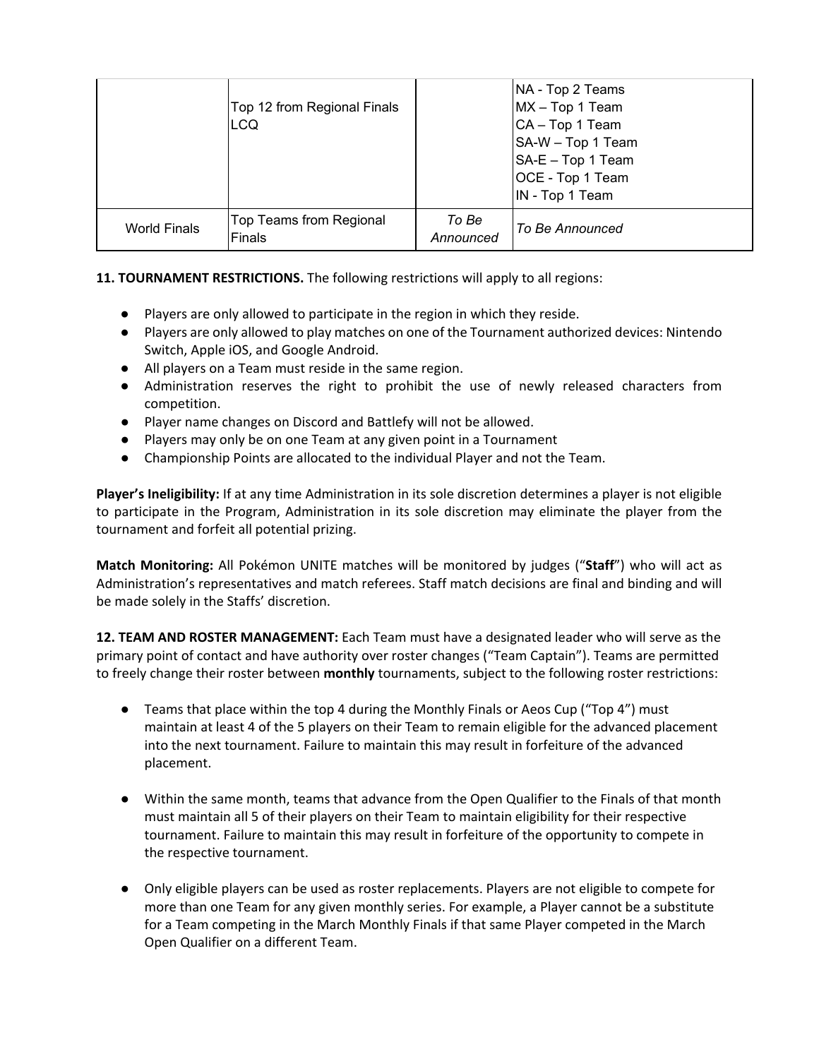| | | | |
|---|---|---|---|
| | Top 12 from Regional Finals LCQ | | NA - Top 2 Teams<br>MX – Top 1 Team<br>CA – Top 1 Team<br>SA-W – Top 1 Team<br>SA-E – Top 1 Team<br>OCE - Top 1 Team<br>IN - Top 1 Team |
| World Finals | Top Teams from Regional Finals | *To Be Announced* | *To Be Announced* |

**11. TOURNAMENT RESTRICTIONS.** The following restrictions will apply to all regions:

- Players are only allowed to participate in the region in which they reside.
- Players are only allowed to play matches on one of the Tournament authorized devices: Nintendo Switch, Apple iOS, and Google Android.
- All players on a Team must reside in the same region.
- Administration reserves the right to prohibit the use of newly released characters from competition.
- Player name changes on Discord and Battlefy will not be allowed.
- Players may only be on one Team at any given point in a Tournament
- Championship Points are allocated to the individual Player and not the Team.

**Player's Ineligibility:** If at any time Administration in its sole discretion determines a player is not eligible to participate in the Program, Administration in its sole discretion may eliminate the player from the tournament and forfeit all potential prizing.

**Match Monitoring:** All Pokémon UNITE matches will be monitored by judges ("**Staff**") who will act as Administration's representatives and match referees. Staff match decisions are final and binding and will be made solely in the Staffs' discretion.

**12. TEAM AND ROSTER MANAGEMENT:** Each Team must have a designated leader who will serve as the primary point of contact and have authority over roster changes ("Team Captain"). Teams are permitted to freely change their roster between **monthly** tournaments, subject to the following roster restrictions:

- Teams that place within the top 4 during the Monthly Finals or Aeos Cup ("Top 4") must maintain at least 4 of the 5 players on their Team to remain eligible for the advanced placement into the next tournament. Failure to maintain this may result in forfeiture of the advanced placement.

- Within the same month, teams that advance from the Open Qualifier to the Finals of that month must maintain all 5 of their players on their Team to maintain eligibility for their respective tournament. Failure to maintain this may result in forfeiture of the opportunity to compete in the respective tournament.

- Only eligible players can be used as roster replacements. Players are not eligible to compete for more than one Team for any given monthly series. For example, a Player cannot be a substitute for a Team competing in the March Monthly Finals if that same Player competed in the March Open Qualifier on a different Team.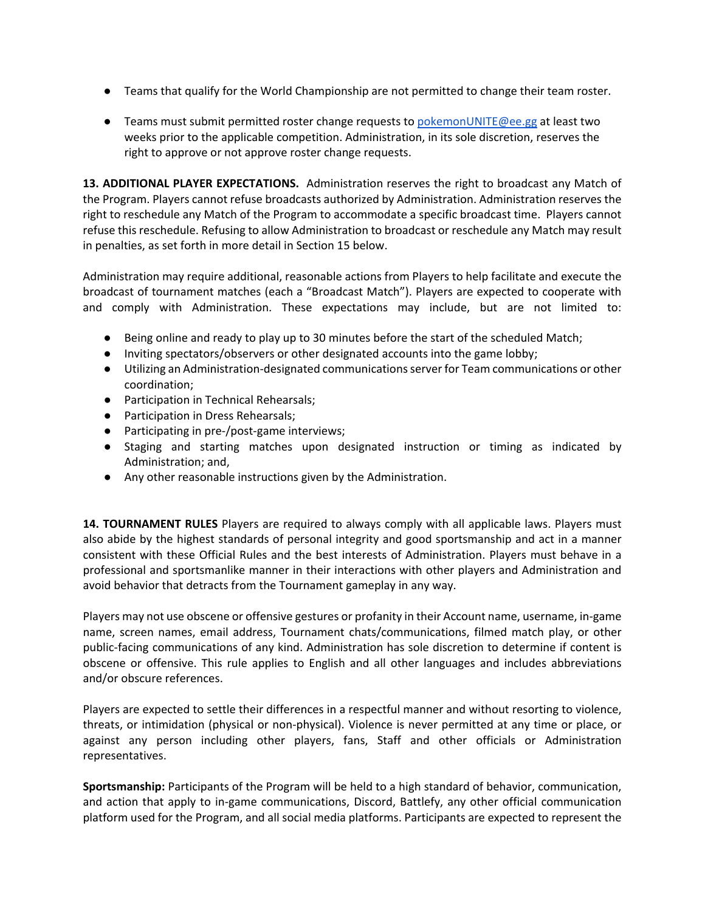- Teams that qualify for the World Championship are not permitted to change their team roster.

- Teams must submit permitted roster change requests to [pokemonUNITE@ee.gg](mailto:pokemonUNITE@ee.gg) at least two weeks prior to the applicable competition. Administration, in its sole discretion, reserves the right to approve or not approve roster change requests.

**13. ADDITIONAL PLAYER EXPECTATIONS.** Administration reserves the right to broadcast any Match of the Program. Players cannot refuse broadcasts authorized by Administration. Administration reserves the right to reschedule any Match of the Program to accommodate a specific broadcast time. Players cannot refuse this reschedule. Refusing to allow Administration to broadcast or reschedule any Match may result in penalties, as set forth in more detail in Section 15 below.

Administration may require additional, reasonable actions from Players to help facilitate and execute the broadcast of tournament matches (each a "Broadcast Match"). Players are expected to cooperate with and comply with Administration. These expectations may include, but are not limited to:

- Being online and ready to play up to 30 minutes before the start of the scheduled Match;
- Inviting spectators/observers or other designated accounts into the game lobby;
- Utilizing an Administration-designated communications server for Team communications or other coordination;
- Participation in Technical Rehearsals;
- Participation in Dress Rehearsals;
- Participating in pre-/post-game interviews;
- Staging and starting matches upon designated instruction or timing as indicated by Administration; and,
- Any other reasonable instructions given by the Administration.

**14. TOURNAMENT RULES** Players are required to always comply with all applicable laws. Players must also abide by the highest standards of personal integrity and good sportsmanship and act in a manner consistent with these Official Rules and the best interests of Administration. Players must behave in a professional and sportsmanlike manner in their interactions with other players and Administration and avoid behavior that detracts from the Tournament gameplay in any way.

Players may not use obscene or offensive gestures or profanity in their Account name, username, in-game name, screen names, email address, Tournament chats/communications, filmed match play, or other public-facing communications of any kind. Administration has sole discretion to determine if content is obscene or offensive. This rule applies to English and all other languages and includes abbreviations and/or obscure references.

Players are expected to settle their differences in a respectful manner and without resorting to violence, threats, or intimidation (physical or non-physical). Violence is never permitted at any time or place, or against any person including other players, fans, Staff and other officials or Administration representatives.

**Sportsmanship:** Participants of the Program will be held to a high standard of behavior, communication, and action that apply to in-game communications, Discord, Battlefy, any other official communication platform used for the Program, and all social media platforms. Participants are expected to represent the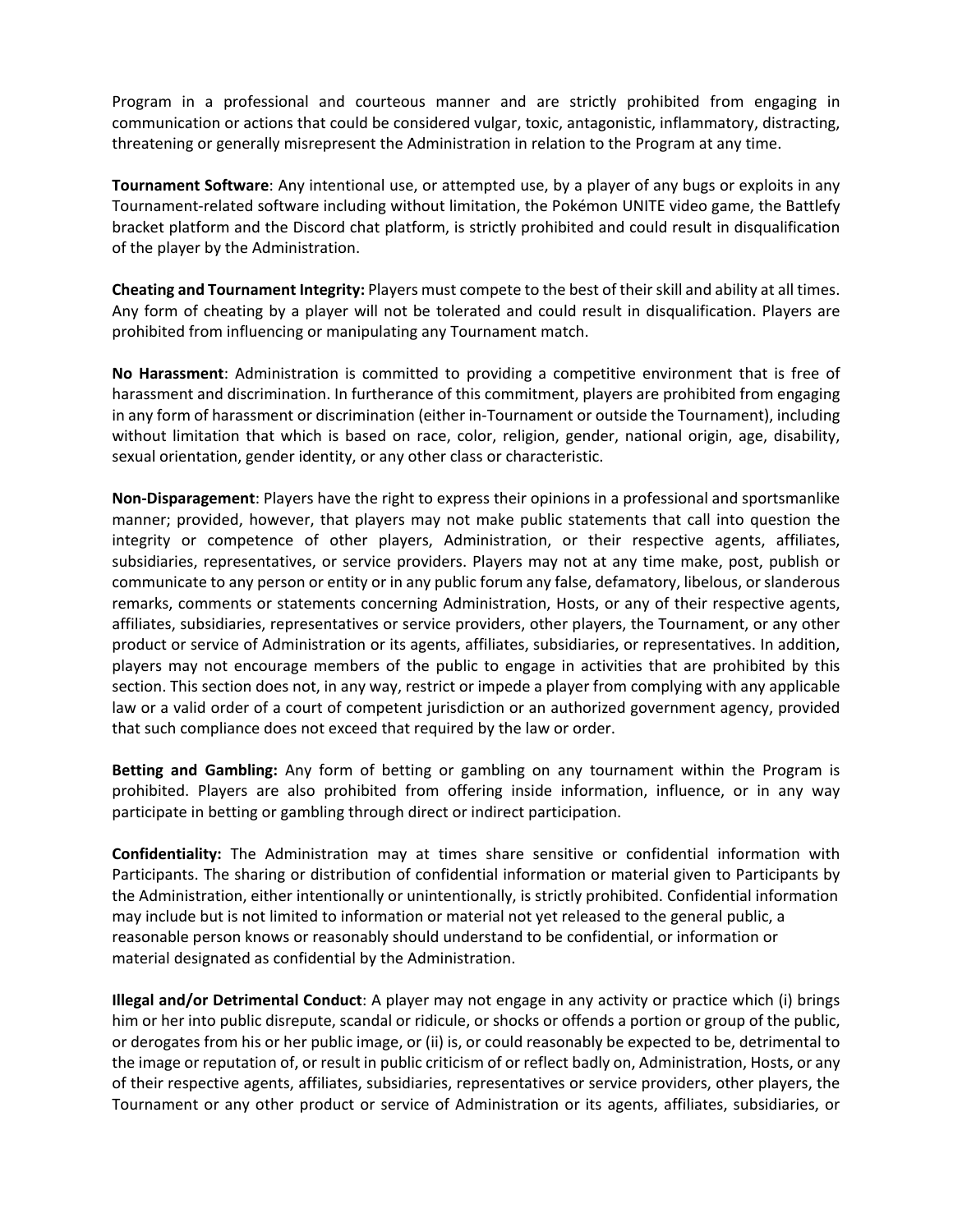Program in a professional and courteous manner and are strictly prohibited from engaging in communication or actions that could be considered vulgar, toxic, antagonistic, inflammatory, distracting, threatening or generally misrepresent the Administration in relation to the Program at any time.

**Tournament Software**: Any intentional use, or attempted use, by a player of any bugs or exploits in any Tournament-related software including without limitation, the Pokémon UNITE video game, the Battlefy bracket platform and the Discord chat platform, is strictly prohibited and could result in disqualification of the player by the Administration.

**Cheating and Tournament Integrity:** Players must compete to the best of their skill and ability at all times. Any form of cheating by a player will not be tolerated and could result in disqualification. Players are prohibited from influencing or manipulating any Tournament match.

**No Harassment**: Administration is committed to providing a competitive environment that is free of harassment and discrimination. In furtherance of this commitment, players are prohibited from engaging in any form of harassment or discrimination (either in-Tournament or outside the Tournament), including without limitation that which is based on race, color, religion, gender, national origin, age, disability, sexual orientation, gender identity, or any other class or characteristic.

**Non-Disparagement**: Players have the right to express their opinions in a professional and sportsmanlike manner; provided, however, that players may not make public statements that call into question the integrity or competence of other players, Administration, or their respective agents, affiliates, subsidiaries, representatives, or service providers. Players may not at any time make, post, publish or communicate to any person or entity or in any public forum any false, defamatory, libelous, or slanderous remarks, comments or statements concerning Administration, Hosts, or any of their respective agents, affiliates, subsidiaries, representatives or service providers, other players, the Tournament, or any other product or service of Administration or its agents, affiliates, subsidiaries, or representatives. In addition, players may not encourage members of the public to engage in activities that are prohibited by this section. This section does not, in any way, restrict or impede a player from complying with any applicable law or a valid order of a court of competent jurisdiction or an authorized government agency, provided that such compliance does not exceed that required by the law or order.

**Betting and Gambling:** Any form of betting or gambling on any tournament within the Program is prohibited. Players are also prohibited from offering inside information, influence, or in any way participate in betting or gambling through direct or indirect participation.

**Confidentiality:** The Administration may at times share sensitive or confidential information with Participants. The sharing or distribution of confidential information or material given to Participants by the Administration, either intentionally or unintentionally, is strictly prohibited. Confidential information may include but is not limited to information or material not yet released to the general public, a reasonable person knows or reasonably should understand to be confidential, or information or material designated as confidential by the Administration.

**Illegal and/or Detrimental Conduct**: A player may not engage in any activity or practice which (i) brings him or her into public disrepute, scandal or ridicule, or shocks or offends a portion or group of the public, or derogates from his or her public image, or (ii) is, or could reasonably be expected to be, detrimental to the image or reputation of, or result in public criticism of or reflect badly on, Administration, Hosts, or any of their respective agents, affiliates, subsidiaries, representatives or service providers, other players, the Tournament or any other product or service of Administration or its agents, affiliates, subsidiaries, or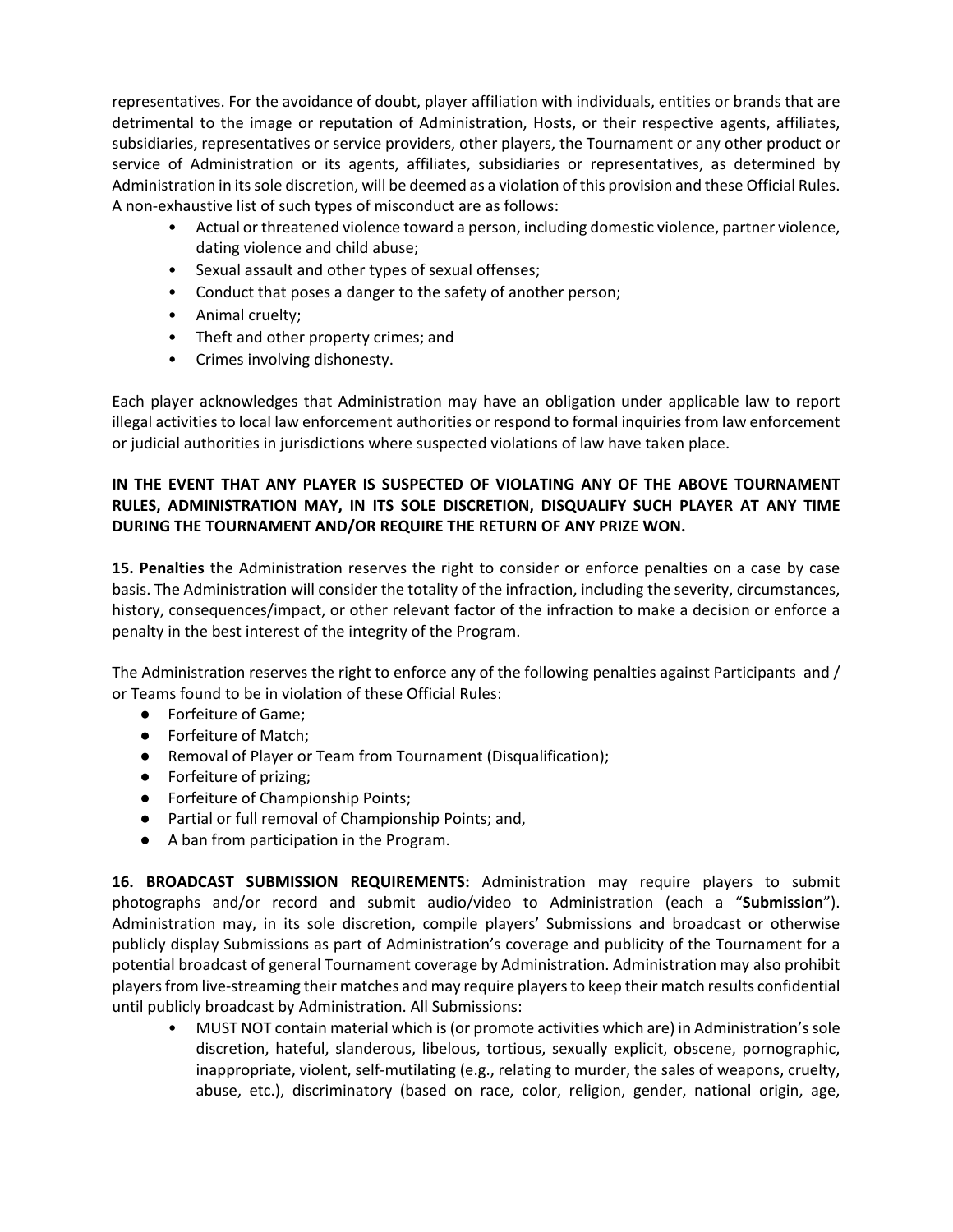representatives. For the avoidance of doubt, player affiliation with individuals, entities or brands that are detrimental to the image or reputation of Administration, Hosts, or their respective agents, affiliates, subsidiaries, representatives or service providers, other players, the Tournament or any other product or service of Administration or its agents, affiliates, subsidiaries or representatives, as determined by Administration in its sole discretion, will be deemed as a violation of this provision and these Official Rules. A non-exhaustive list of such types of misconduct are as follows:

- Actual or threatened violence toward a person, including domestic violence, partner violence, dating violence and child abuse;
- Sexual assault and other types of sexual offenses;
- Conduct that poses a danger to the safety of another person;
- Animal cruelty;
- Theft and other property crimes; and
- Crimes involving dishonesty.

Each player acknowledges that Administration may have an obligation under applicable law to report illegal activities to local law enforcement authorities or respond to formal inquiries from law enforcement or judicial authorities in jurisdictions where suspected violations of law have taken place.

**IN THE EVENT THAT ANY PLAYER IS SUSPECTED OF VIOLATING ANY OF THE ABOVE TOURNAMENT RULES, ADMINISTRATION MAY, IN ITS SOLE DISCRETION, DISQUALIFY SUCH PLAYER AT ANY TIME DURING THE TOURNAMENT AND/OR REQUIRE THE RETURN OF ANY PRIZE WON.**

**15. Penalties** the Administration reserves the right to consider or enforce penalties on a case by case basis. The Administration will consider the totality of the infraction, including the severity, circumstances, history, consequences/impact, or other relevant factor of the infraction to make a decision or enforce a penalty in the best interest of the integrity of the Program.

The Administration reserves the right to enforce any of the following penalties against Participants and / or Teams found to be in violation of these Official Rules:

- Forfeiture of Game;
- Forfeiture of Match;
- Removal of Player or Team from Tournament (Disqualification);
- Forfeiture of prizing;
- Forfeiture of Championship Points;
- Partial or full removal of Championship Points; and,
- A ban from participation in the Program.

**16. BROADCAST SUBMISSION REQUIREMENTS:** Administration may require players to submit photographs and/or record and submit audio/video to Administration (each a "**Submission**"). Administration may, in its sole discretion, compile players' Submissions and broadcast or otherwise publicly display Submissions as part of Administration's coverage and publicity of the Tournament for a potential broadcast of general Tournament coverage by Administration. Administration may also prohibit players from live-streaming their matches and may require players to keep their match results confidential until publicly broadcast by Administration. All Submissions:

- MUST NOT contain material which is (or promote activities which are) in Administration's sole discretion, hateful, slanderous, libelous, tortious, sexually explicit, obscene, pornographic, inappropriate, violent, self-mutilating (e.g., relating to murder, the sales of weapons, cruelty, abuse, etc.), discriminatory (based on race, color, religion, gender, national origin, age,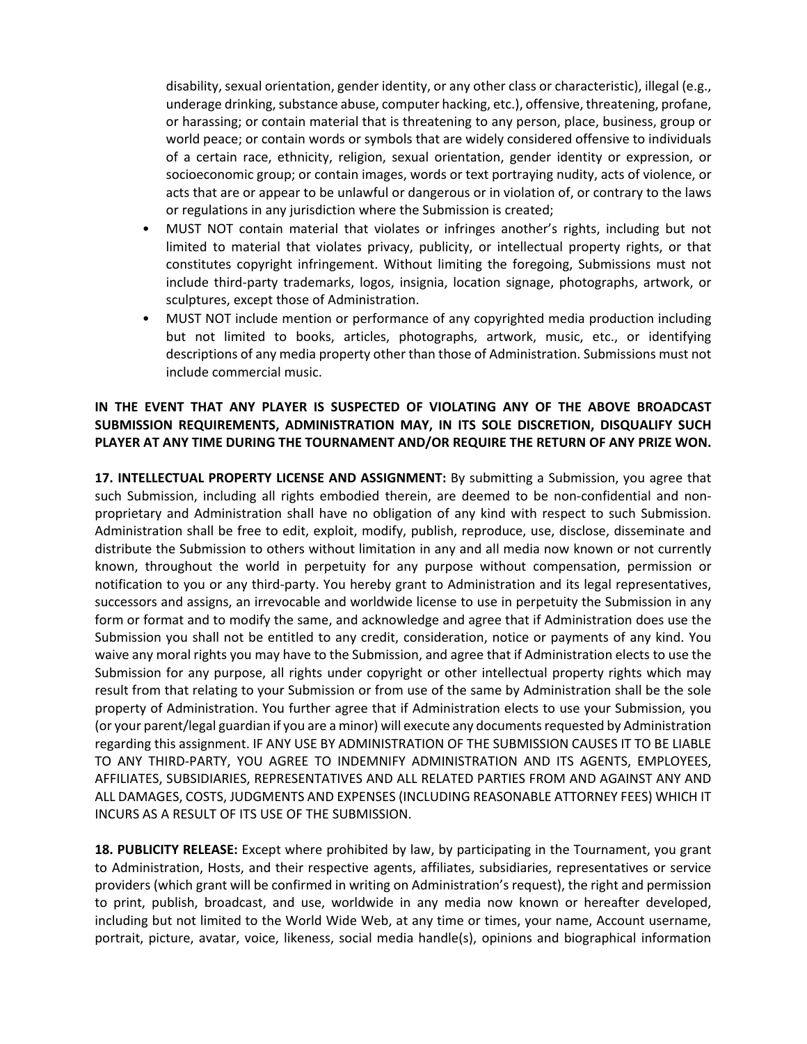disability, sexual orientation, gender identity, or any other class or characteristic), illegal (e.g., underage drinking, substance abuse, computer hacking, etc.), offensive, threatening, profane, or harassing; or contain material that is threatening to any person, place, business, group or world peace; or contain words or symbols that are widely considered offensive to individuals of a certain race, ethnicity, religion, sexual orientation, gender identity or expression, or socioeconomic group; or contain images, words or text portraying nudity, acts of violence, or acts that are or appear to be unlawful or dangerous or in violation of, or contrary to the laws or regulations in any jurisdiction where the Submission is created;

- MUST NOT contain material that violates or infringes another's rights, including but not limited to material that violates privacy, publicity, or intellectual property rights, or that constitutes copyright infringement. Without limiting the foregoing, Submissions must not include third-party trademarks, logos, insignia, location signage, photographs, artwork, or sculptures, except those of Administration.
- MUST NOT include mention or performance of any copyrighted media production including but not limited to books, articles, photographs, artwork, music, etc., or identifying descriptions of any media property other than those of Administration. Submissions must not include commercial music.

**IN THE EVENT THAT ANY PLAYER IS SUSPECTED OF VIOLATING ANY OF THE ABOVE BROADCAST SUBMISSION REQUIREMENTS, ADMINISTRATION MAY, IN ITS SOLE DISCRETION, DISQUALIFY SUCH PLAYER AT ANY TIME DURING THE TOURNAMENT AND/OR REQUIRE THE RETURN OF ANY PRIZE WON.**

**17. INTELLECTUAL PROPERTY LICENSE AND ASSIGNMENT:** By submitting a Submission, you agree that such Submission, including all rights embodied therein, are deemed to be non-confidential and non-proprietary and Administration shall have no obligation of any kind with respect to such Submission. Administration shall be free to edit, exploit, modify, publish, reproduce, use, disclose, disseminate and distribute the Submission to others without limitation in any and all media now known or not currently known, throughout the world in perpetuity for any purpose without compensation, permission or notification to you or any third-party. You hereby grant to Administration and its legal representatives, successors and assigns, an irrevocable and worldwide license to use in perpetuity the Submission in any form or format and to modify the same, and acknowledge and agree that if Administration does use the Submission you shall not be entitled to any credit, consideration, notice or payments of any kind. You waive any moral rights you may have to the Submission, and agree that if Administration elects to use the Submission for any purpose, all rights under copyright or other intellectual property rights which may result from that relating to your Submission or from use of the same by Administration shall be the sole property of Administration. You further agree that if Administration elects to use your Submission, you (or your parent/legal guardian if you are a minor) will execute any documents requested by Administration regarding this assignment. IF ANY USE BY ADMINISTRATION OF THE SUBMISSION CAUSES IT TO BE LIABLE TO ANY THIRD-PARTY, YOU AGREE TO INDEMNIFY ADMINISTRATION AND ITS AGENTS, EMPLOYEES, AFFILIATES, SUBSIDIARIES, REPRESENTATIVES AND ALL RELATED PARTIES FROM AND AGAINST ANY AND ALL DAMAGES, COSTS, JUDGMENTS AND EXPENSES (INCLUDING REASONABLE ATTORNEY FEES) WHICH IT INCURS AS A RESULT OF ITS USE OF THE SUBMISSION.

**18. PUBLICITY RELEASE:** Except where prohibited by law, by participating in the Tournament, you grant to Administration, Hosts, and their respective agents, affiliates, subsidiaries, representatives or service providers (which grant will be confirmed in writing on Administration's request), the right and permission to print, publish, broadcast, and use, worldwide in any media now known or hereafter developed, including but not limited to the World Wide Web, at any time or times, your name, Account username, portrait, picture, avatar, voice, likeness, social media handle(s), opinions and biographical information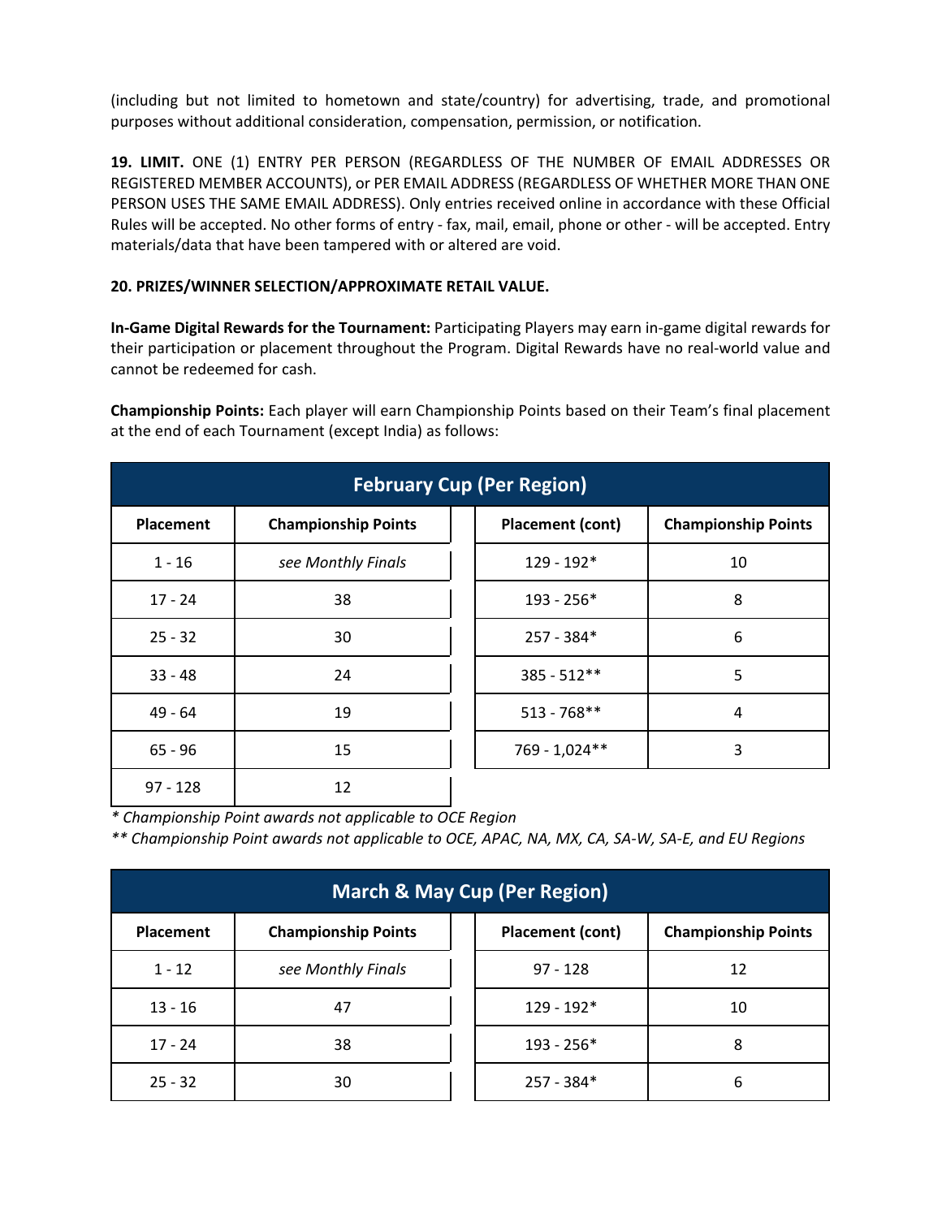(including but not limited to hometown and state/country) for advertising, trade, and promotional purposes without additional consideration, compensation, permission, or notification.

**19. LIMIT.** ONE (1) ENTRY PER PERSON (REGARDLESS OF THE NUMBER OF EMAIL ADDRESSES OR REGISTERED MEMBER ACCOUNTS), or PER EMAIL ADDRESS (REGARDLESS OF WHETHER MORE THAN ONE PERSON USES THE SAME EMAIL ADDRESS). Only entries received online in accordance with these Official Rules will be accepted. No other forms of entry - fax, mail, email, phone or other - will be accepted. Entry materials/data that have been tampered with or altered are void.

**20. PRIZES/WINNER SELECTION/APPROXIMATE RETAIL VALUE.**

**In-Game Digital Rewards for the Tournament:** Participating Players may earn in-game digital rewards for their participation or placement throughout the Program. Digital Rewards have no real-world value and cannot be redeemed for cash.

**Championship Points:** Each player will earn Championship Points based on their Team's final placement at the end of each Tournament (except India) as follows:

| February Cup (Per Region) | | | |
|---|---|---|---|
| **Placement** | **Championship Points** | **Placement (cont)** | **Championship Points** |
| 1 - 16 | *see Monthly Finals* | 129 - 192* | 10 |
| 17 - 24 | 38 | 193 - 256* | 8 |
| 25 - 32 | 30 | 257 - 384* | 6 |
| 33 - 48 | 24 | 385 - 512** | 5 |
| 49 - 64 | 19 | 513 - 768** | 4 |
| 65 - 96 | 15 | 769 - 1,024** | 3 |
| 97 - 128 | 12 | | |

*\* Championship Point awards not applicable to OCE Region*
*\*\* Championship Point awards not applicable to OCE, APAC, NA, MX, CA, SA-W, SA-E, and EU Regions*

| March & May Cup (Per Region) | | | |
|---|---|---|---|
| **Placement** | **Championship Points** | **Placement (cont)** | **Championship Points** |
| 1 - 12 | *see Monthly Finals* | 97 - 128 | 12 |
| 13 - 16 | 47 | 129 - 192* | 10 |
| 17 - 24 | 38 | 193 - 256* | 8 |
| 25 - 32 | 30 | 257 - 384* | 6 |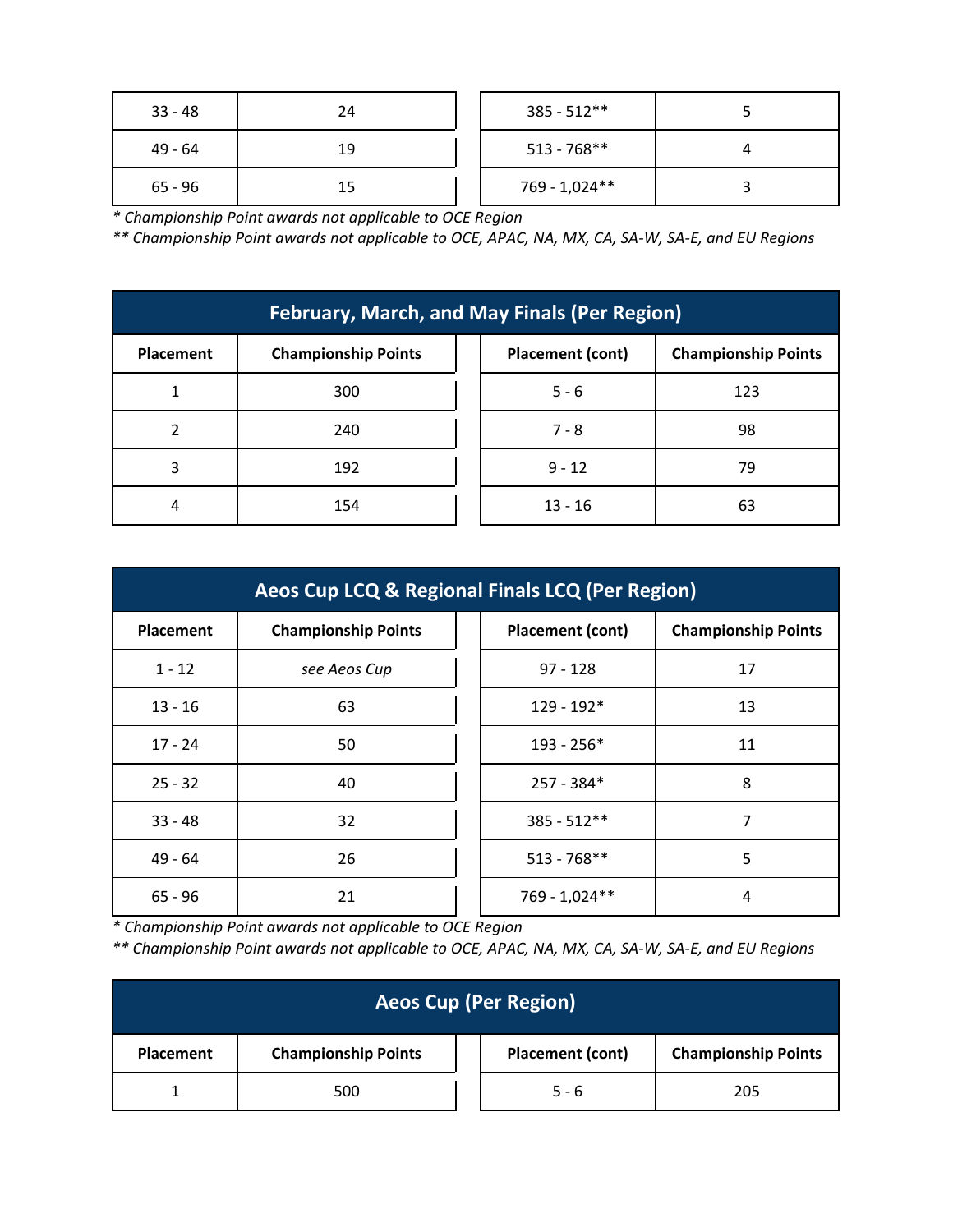| 33 - 48 | 24 | 385 - 512** | 5 |
|---|---|---|---|
| 49 - 64 | 19 | 513 - 768** | 4 |
| 65 - 96 | 15 | 769 - 1,024** | 3 |

*\* Championship Point awards not applicable to OCE Region*

*\*\* Championship Point awards not applicable to OCE, APAC, NA, MX, CA, SA-W, SA-E, and EU Regions*

**February, March, and May Finals (Per Region)**

| Placement | Championship Points | Placement (cont) | Championship Points |
|---|---|---|---|
| 1 | 300 | 5 - 6 | 123 |
| 2 | 240 | 7 - 8 | 98 |
| 3 | 192 | 9 - 12 | 79 |
| 4 | 154 | 13 - 16 | 63 |

**Aeos Cup LCQ & Regional Finals LCQ (Per Region)**

| Placement | Championship Points | Placement (cont) | Championship Points |
|---|---|---|---|
| 1 - 12 | *see Aeos Cup* | 97 - 128 | 17 |
| 13 - 16 | 63 | 129 - 192* | 13 |
| 17 - 24 | 50 | 193 - 256* | 11 |
| 25 - 32 | 40 | 257 - 384* | 8 |
| 33 - 48 | 32 | 385 - 512** | 7 |
| 49 - 64 | 26 | 513 - 768** | 5 |
| 65 - 96 | 21 | 769 - 1,024** | 4 |

*\* Championship Point awards not applicable to OCE Region*

*\*\* Championship Point awards not applicable to OCE, APAC, NA, MX, CA, SA-W, SA-E, and EU Regions*

**Aeos Cup (Per Region)**

| Placement | Championship Points | Placement (cont) | Championship Points |
|---|---|---|---|
| 1 | 500 | 5 - 6 | 205 |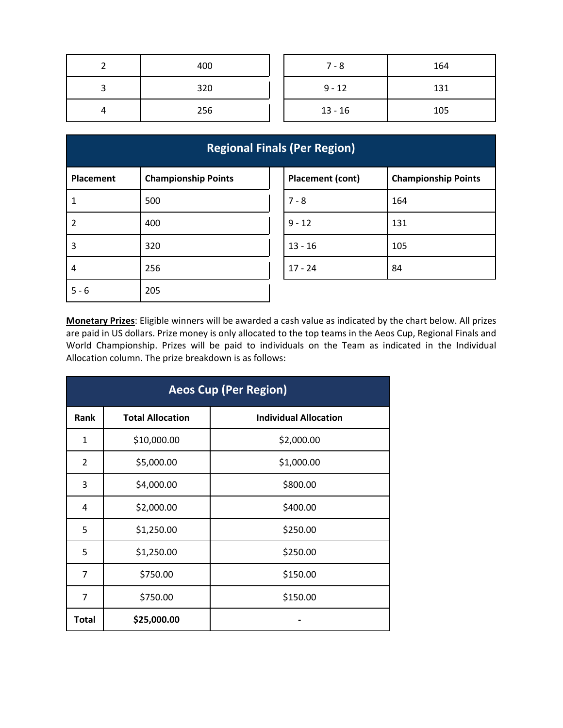| | | | |
|---|---|---|---|
| 2 | 400 | 7 - 8 | 164 |
| 3 | 320 | 9 - 12 | 131 |
| 4 | 256 | 13 - 16 | 105 |

| Regional Finals (Per Region) | | | |
|---|---|---|---|
| **Placement** | **Championship Points** | **Placement (cont)** | **Championship Points** |
| 1 | 500 | 7 - 8 | 164 |
| 2 | 400 | 9 - 12 | 131 |
| 3 | 320 | 13 - 16 | 105 |
| 4 | 256 | 17 - 24 | 84 |
| 5 - 6 | 205 | | |

**Monetary Prizes**: Eligible winners will be awarded a cash value as indicated by the chart below. All prizes are paid in US dollars. Prize money is only allocated to the top teams in the Aeos Cup, Regional Finals and World Championship. Prizes will be paid to individuals on the Team as indicated in the Individual Allocation column. The prize breakdown is as follows:

| Aeos Cup (Per Region) | | |
|---|---|---|
| **Rank** | **Total Allocation** | **Individual Allocation** |
| 1 | $10,000.00 | $2,000.00 |
| 2 | $5,000.00 | $1,000.00 |
| 3 | $4,000.00 | $800.00 |
| 4 | $2,000.00 | $400.00 |
| 5 | $1,250.00 | $250.00 |
| 5 | $1,250.00 | $250.00 |
| 7 | $750.00 | $150.00 |
| 7 | $750.00 | $150.00 |
| **Total** | **$25,000.00** | - |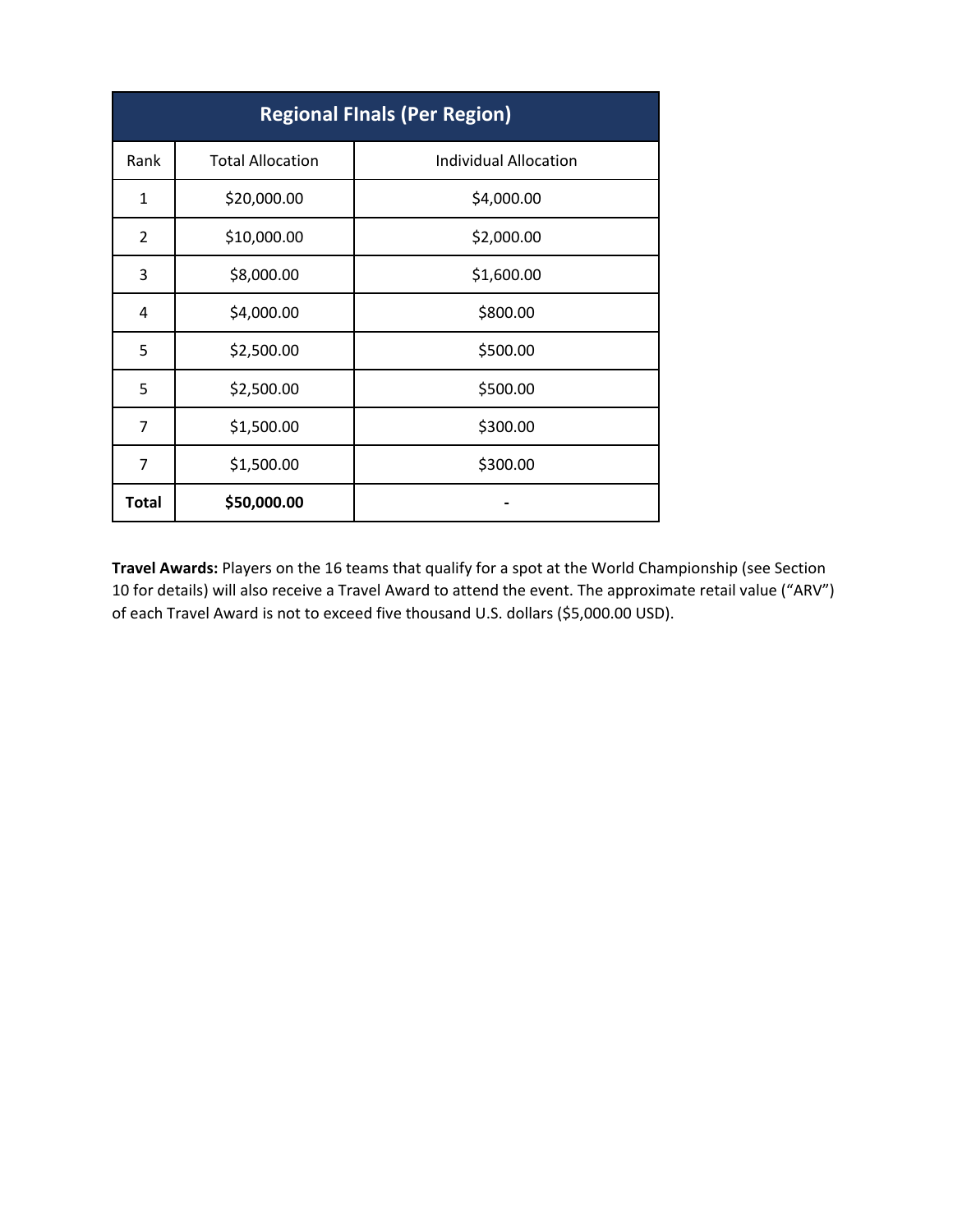| Regional FInals (Per Region) | | |
| --- | --- | --- |
| Rank | Total Allocation | Individual Allocation |
| 1 | $20,000.00 | $4,000.00 |
| 2 | $10,000.00 | $2,000.00 |
| 3 | $8,000.00 | $1,600.00 |
| 4 | $4,000.00 | $800.00 |
| 5 | $2,500.00 | $500.00 |
| 5 | $2,500.00 | $500.00 |
| 7 | $1,500.00 | $300.00 |
| 7 | $1,500.00 | $300.00 |
| **Total** | **$50,000.00** | - |

**Travel Awards:** Players on the 16 teams that qualify for a spot at the World Championship (see Section 10 for details) will also receive a Travel Award to attend the event. The approximate retail value ("ARV") of each Travel Award is not to exceed five thousand U.S. dollars ($5,000.00 USD).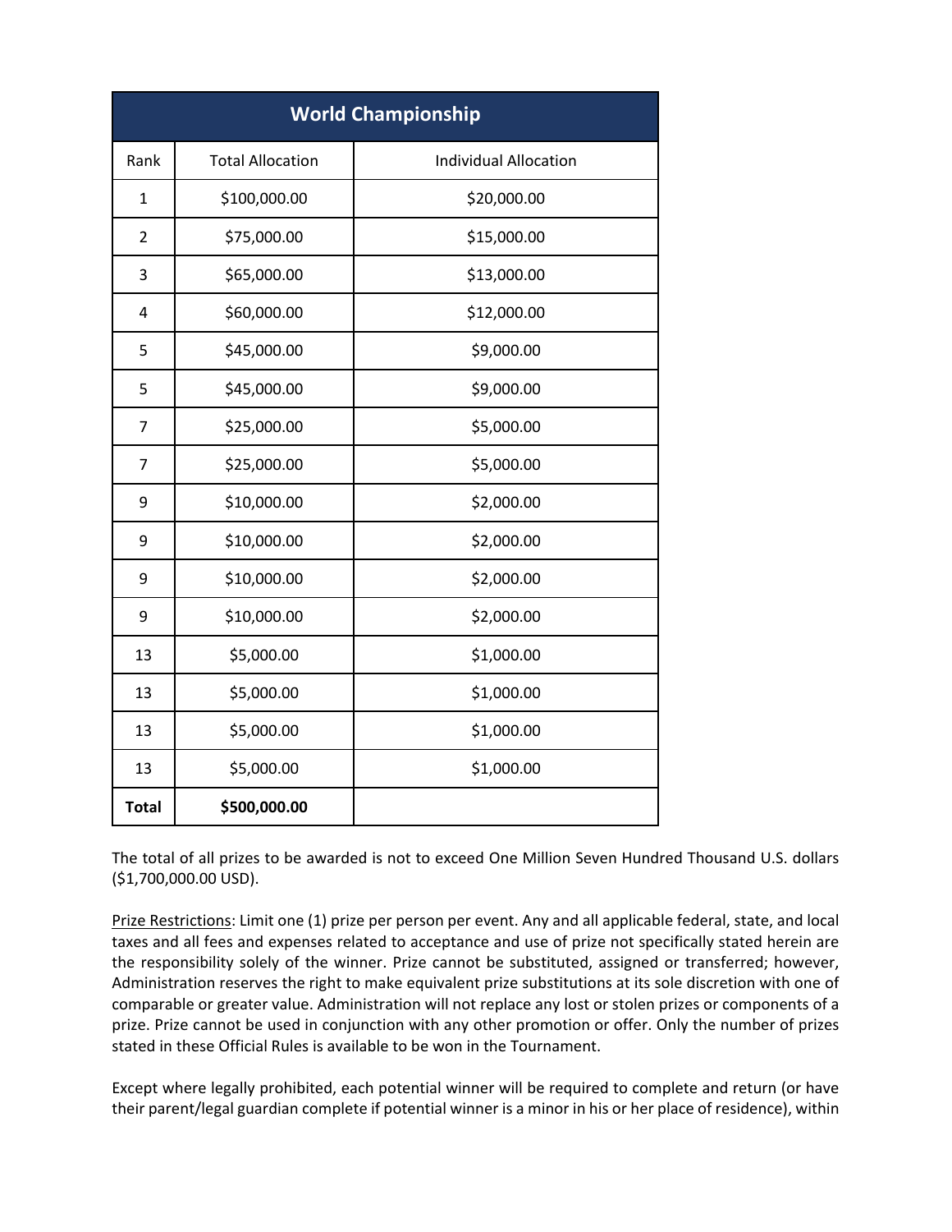| World Championship | | |
| --- | --- | --- |
| Rank | Total Allocation | Individual Allocation |
| 1 | $100,000.00 | $20,000.00 |
| 2 | $75,000.00 | $15,000.00 |
| 3 | $65,000.00 | $13,000.00 |
| 4 | $60,000.00 | $12,000.00 |
| 5 | $45,000.00 | $9,000.00 |
| 5 | $45,000.00 | $9,000.00 |
| 7 | $25,000.00 | $5,000.00 |
| 7 | $25,000.00 | $5,000.00 |
| 9 | $10,000.00 | $2,000.00 |
| 9 | $10,000.00 | $2,000.00 |
| 9 | $10,000.00 | $2,000.00 |
| 9 | $10,000.00 | $2,000.00 |
| 13 | $5,000.00 | $1,000.00 |
| 13 | $5,000.00 | $1,000.00 |
| 13 | $5,000.00 | $1,000.00 |
| 13 | $5,000.00 | $1,000.00 |
| **Total** | **$500,000.00** | |

The total of all prizes to be awarded is not to exceed One Million Seven Hundred Thousand U.S. dollars ($1,700,000.00 USD).

Prize Restrictions: Limit one (1) prize per person per event. Any and all applicable federal, state, and local taxes and all fees and expenses related to acceptance and use of prize not specifically stated herein are the responsibility solely of the winner. Prize cannot be substituted, assigned or transferred; however, Administration reserves the right to make equivalent prize substitutions at its sole discretion with one of comparable or greater value. Administration will not replace any lost or stolen prizes or components of a prize. Prize cannot be used in conjunction with any other promotion or offer. Only the number of prizes stated in these Official Rules is available to be won in the Tournament.

Except where legally prohibited, each potential winner will be required to complete and return (or have their parent/legal guardian complete if potential winner is a minor in his or her place of residence), within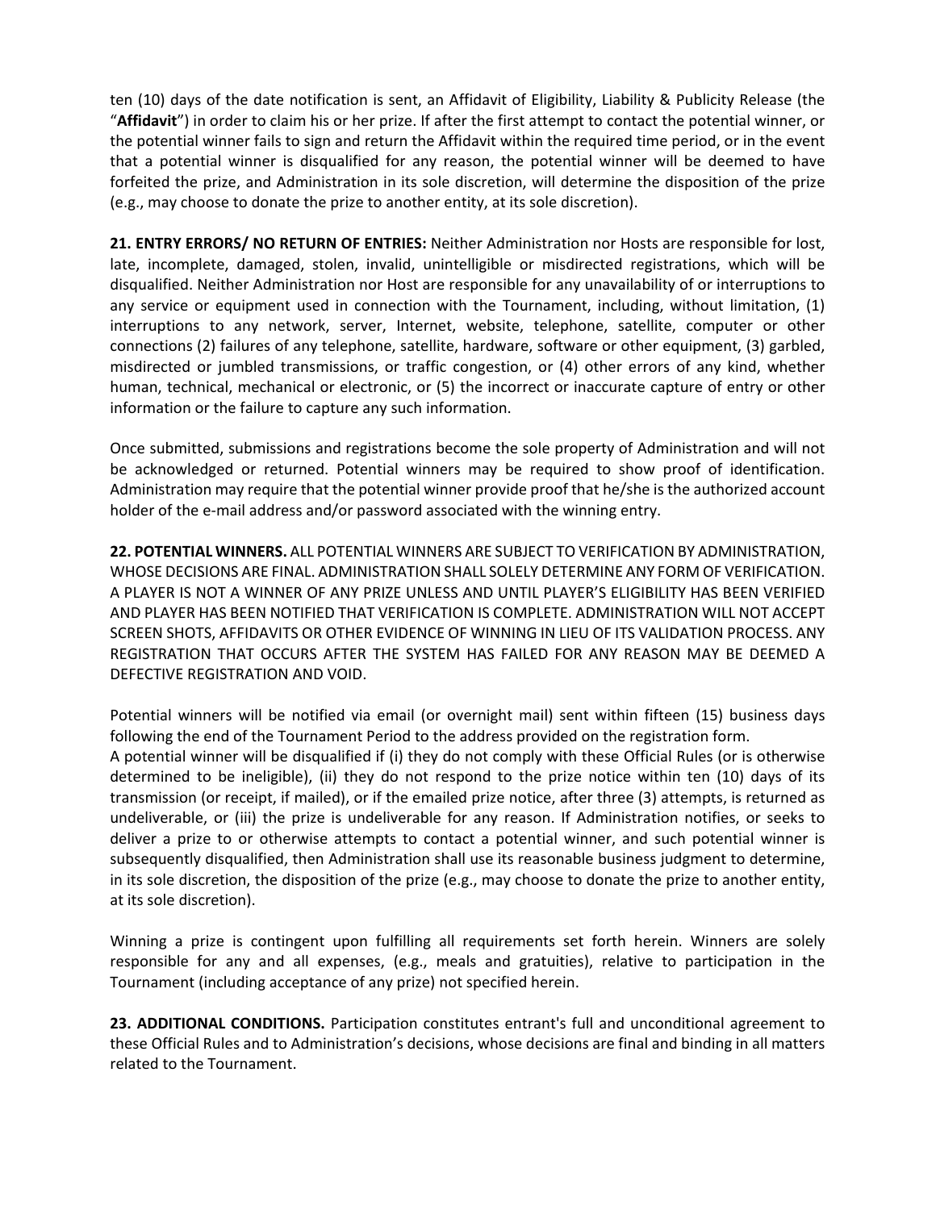ten (10) days of the date notification is sent, an Affidavit of Eligibility, Liability & Publicity Release (the "**Affidavit**") in order to claim his or her prize. If after the first attempt to contact the potential winner, or the potential winner fails to sign and return the Affidavit within the required time period, or in the event that a potential winner is disqualified for any reason, the potential winner will be deemed to have forfeited the prize, and Administration in its sole discretion, will determine the disposition of the prize (e.g., may choose to donate the prize to another entity, at its sole discretion).

**21. ENTRY ERRORS/ NO RETURN OF ENTRIES:** Neither Administration nor Hosts are responsible for lost, late, incomplete, damaged, stolen, invalid, unintelligible or misdirected registrations, which will be disqualified. Neither Administration nor Host are responsible for any unavailability of or interruptions to any service or equipment used in connection with the Tournament, including, without limitation, (1) interruptions to any network, server, Internet, website, telephone, satellite, computer or other connections (2) failures of any telephone, satellite, hardware, software or other equipment, (3) garbled, misdirected or jumbled transmissions, or traffic congestion, or (4) other errors of any kind, whether human, technical, mechanical or electronic, or (5) the incorrect or inaccurate capture of entry or other information or the failure to capture any such information.

Once submitted, submissions and registrations become the sole property of Administration and will not be acknowledged or returned. Potential winners may be required to show proof of identification. Administration may require that the potential winner provide proof that he/she is the authorized account holder of the e-mail address and/or password associated with the winning entry.

**22. POTENTIAL WINNERS.** ALL POTENTIAL WINNERS ARE SUBJECT TO VERIFICATION BY ADMINISTRATION, WHOSE DECISIONS ARE FINAL. ADMINISTRATION SHALL SOLELY DETERMINE ANY FORM OF VERIFICATION. A PLAYER IS NOT A WINNER OF ANY PRIZE UNLESS AND UNTIL PLAYER'S ELIGIBILITY HAS BEEN VERIFIED AND PLAYER HAS BEEN NOTIFIED THAT VERIFICATION IS COMPLETE. ADMINISTRATION WILL NOT ACCEPT SCREEN SHOTS, AFFIDAVITS OR OTHER EVIDENCE OF WINNING IN LIEU OF ITS VALIDATION PROCESS. ANY REGISTRATION THAT OCCURS AFTER THE SYSTEM HAS FAILED FOR ANY REASON MAY BE DEEMED A DEFECTIVE REGISTRATION AND VOID.

Potential winners will be notified via email (or overnight mail) sent within fifteen (15) business days following the end of the Tournament Period to the address provided on the registration form.
A potential winner will be disqualified if (i) they do not comply with these Official Rules (or is otherwise determined to be ineligible), (ii) they do not respond to the prize notice within ten (10) days of its transmission (or receipt, if mailed), or if the emailed prize notice, after three (3) attempts, is returned as undeliverable, or (iii) the prize is undeliverable for any reason. If Administration notifies, or seeks to deliver a prize to or otherwise attempts to contact a potential winner, and such potential winner is subsequently disqualified, then Administration shall use its reasonable business judgment to determine, in its sole discretion, the disposition of the prize (e.g., may choose to donate the prize to another entity, at its sole discretion).

Winning a prize is contingent upon fulfilling all requirements set forth herein. Winners are solely responsible for any and all expenses, (e.g., meals and gratuities), relative to participation in the Tournament (including acceptance of any prize) not specified herein.

**23. ADDITIONAL CONDITIONS.** Participation constitutes entrant's full and unconditional agreement to these Official Rules and to Administration's decisions, whose decisions are final and binding in all matters related to the Tournament.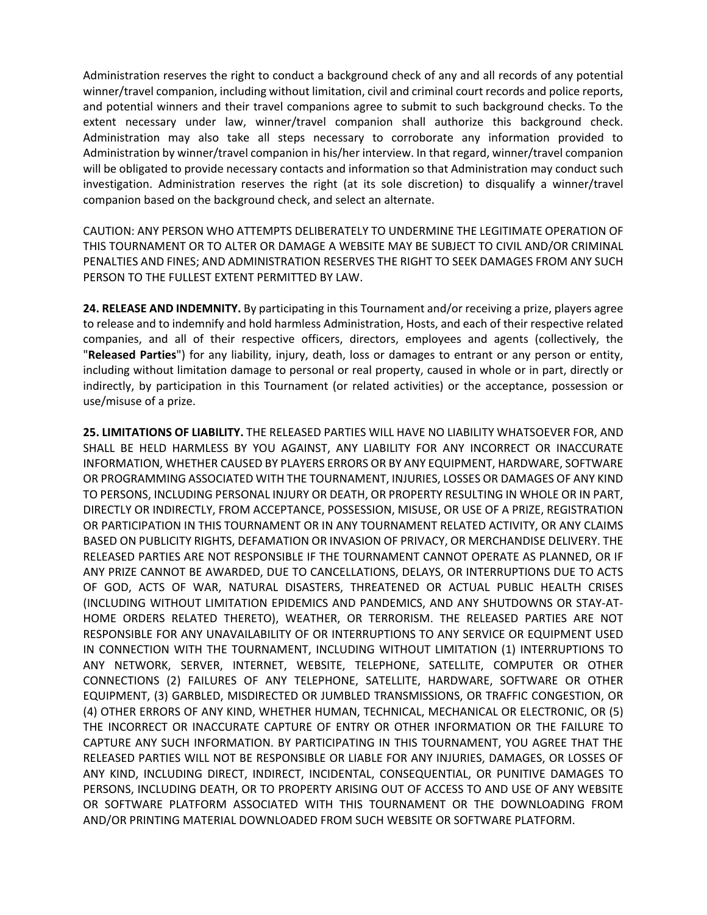Administration reserves the right to conduct a background check of any and all records of any potential winner/travel companion, including without limitation, civil and criminal court records and police reports, and potential winners and their travel companions agree to submit to such background checks. To the extent necessary under law, winner/travel companion shall authorize this background check. Administration may also take all steps necessary to corroborate any information provided to Administration by winner/travel companion in his/her interview. In that regard, winner/travel companion will be obligated to provide necessary contacts and information so that Administration may conduct such investigation. Administration reserves the right (at its sole discretion) to disqualify a winner/travel companion based on the background check, and select an alternate.

CAUTION: ANY PERSON WHO ATTEMPTS DELIBERATELY TO UNDERMINE THE LEGITIMATE OPERATION OF THIS TOURNAMENT OR TO ALTER OR DAMAGE A WEBSITE MAY BE SUBJECT TO CIVIL AND/OR CRIMINAL PENALTIES AND FINES; AND ADMINISTRATION RESERVES THE RIGHT TO SEEK DAMAGES FROM ANY SUCH PERSON TO THE FULLEST EXTENT PERMITTED BY LAW.

**24. RELEASE AND INDEMNITY.** By participating in this Tournament and/or receiving a prize, players agree to release and to indemnify and hold harmless Administration, Hosts, and each of their respective related companies, and all of their respective officers, directors, employees and agents (collectively, the "**Released Parties**") for any liability, injury, death, loss or damages to entrant or any person or entity, including without limitation damage to personal or real property, caused in whole or in part, directly or indirectly, by participation in this Tournament (or related activities) or the acceptance, possession or use/misuse of a prize.

**25. LIMITATIONS OF LIABILITY.** THE RELEASED PARTIES WILL HAVE NO LIABILITY WHATSOEVER FOR, AND SHALL BE HELD HARMLESS BY YOU AGAINST, ANY LIABILITY FOR ANY INCORRECT OR INACCURATE INFORMATION, WHETHER CAUSED BY PLAYERS ERRORS OR BY ANY EQUIPMENT, HARDWARE, SOFTWARE OR PROGRAMMING ASSOCIATED WITH THE TOURNAMENT, INJURIES, LOSSES OR DAMAGES OF ANY KIND TO PERSONS, INCLUDING PERSONAL INJURY OR DEATH, OR PROPERTY RESULTING IN WHOLE OR IN PART, DIRECTLY OR INDIRECTLY, FROM ACCEPTANCE, POSSESSION, MISUSE, OR USE OF A PRIZE, REGISTRATION OR PARTICIPATION IN THIS TOURNAMENT OR IN ANY TOURNAMENT RELATED ACTIVITY, OR ANY CLAIMS BASED ON PUBLICITY RIGHTS, DEFAMATION OR INVASION OF PRIVACY, OR MERCHANDISE DELIVERY. THE RELEASED PARTIES ARE NOT RESPONSIBLE IF THE TOURNAMENT CANNOT OPERATE AS PLANNED, OR IF ANY PRIZE CANNOT BE AWARDED, DUE TO CANCELLATIONS, DELAYS, OR INTERRUPTIONS DUE TO ACTS OF GOD, ACTS OF WAR, NATURAL DISASTERS, THREATENED OR ACTUAL PUBLIC HEALTH CRISES (INCLUDING WITHOUT LIMITATION EPIDEMICS AND PANDEMICS, AND ANY SHUTDOWNS OR STAY-AT-HOME ORDERS RELATED THERETO), WEATHER, OR TERRORISM. THE RELEASED PARTIES ARE NOT RESPONSIBLE FOR ANY UNAVAILABILITY OF OR INTERRUPTIONS TO ANY SERVICE OR EQUIPMENT USED IN CONNECTION WITH THE TOURNAMENT, INCLUDING WITHOUT LIMITATION (1) INTERRUPTIONS TO ANY NETWORK, SERVER, INTERNET, WEBSITE, TELEPHONE, SATELLITE, COMPUTER OR OTHER CONNECTIONS (2) FAILURES OF ANY TELEPHONE, SATELLITE, HARDWARE, SOFTWARE OR OTHER EQUIPMENT, (3) GARBLED, MISDIRECTED OR JUMBLED TRANSMISSIONS, OR TRAFFIC CONGESTION, OR (4) OTHER ERRORS OF ANY KIND, WHETHER HUMAN, TECHNICAL, MECHANICAL OR ELECTRONIC, OR (5) THE INCORRECT OR INACCURATE CAPTURE OF ENTRY OR OTHER INFORMATION OR THE FAILURE TO CAPTURE ANY SUCH INFORMATION. BY PARTICIPATING IN THIS TOURNAMENT, YOU AGREE THAT THE RELEASED PARTIES WILL NOT BE RESPONSIBLE OR LIABLE FOR ANY INJURIES, DAMAGES, OR LOSSES OF ANY KIND, INCLUDING DIRECT, INDIRECT, INCIDENTAL, CONSEQUENTIAL, OR PUNITIVE DAMAGES TO PERSONS, INCLUDING DEATH, OR TO PROPERTY ARISING OUT OF ACCESS TO AND USE OF ANY WEBSITE OR SOFTWARE PLATFORM ASSOCIATED WITH THIS TOURNAMENT OR THE DOWNLOADING FROM AND/OR PRINTING MATERIAL DOWNLOADED FROM SUCH WEBSITE OR SOFTWARE PLATFORM.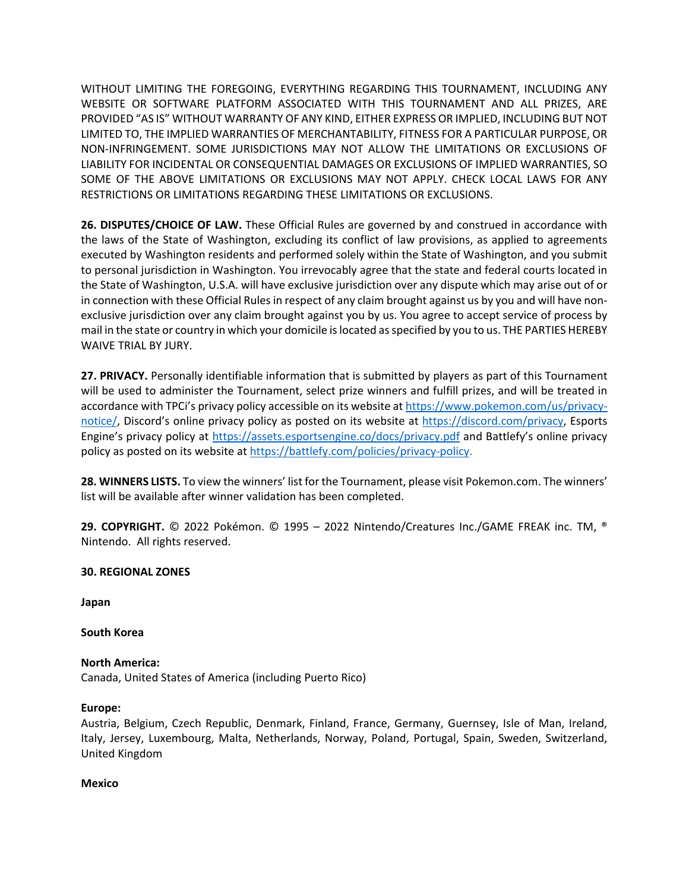WITHOUT LIMITING THE FOREGOING, EVERYTHING REGARDING THIS TOURNAMENT, INCLUDING ANY WEBSITE OR SOFTWARE PLATFORM ASSOCIATED WITH THIS TOURNAMENT AND ALL PRIZES, ARE PROVIDED "AS IS" WITHOUT WARRANTY OF ANY KIND, EITHER EXPRESS OR IMPLIED, INCLUDING BUT NOT LIMITED TO, THE IMPLIED WARRANTIES OF MERCHANTABILITY, FITNESS FOR A PARTICULAR PURPOSE, OR NON-INFRINGEMENT. SOME JURISDICTIONS MAY NOT ALLOW THE LIMITATIONS OR EXCLUSIONS OF LIABILITY FOR INCIDENTAL OR CONSEQUENTIAL DAMAGES OR EXCLUSIONS OF IMPLIED WARRANTIES, SO SOME OF THE ABOVE LIMITATIONS OR EXCLUSIONS MAY NOT APPLY. CHECK LOCAL LAWS FOR ANY RESTRICTIONS OR LIMITATIONS REGARDING THESE LIMITATIONS OR EXCLUSIONS.

**26. DISPUTES/CHOICE OF LAW.** These Official Rules are governed by and construed in accordance with the laws of the State of Washington, excluding its conflict of law provisions, as applied to agreements executed by Washington residents and performed solely within the State of Washington, and you submit to personal jurisdiction in Washington. You irrevocably agree that the state and federal courts located in the State of Washington, U.S.A. will have exclusive jurisdiction over any dispute which may arise out of or in connection with these Official Rules in respect of any claim brought against us by you and will have non-exclusive jurisdiction over any claim brought against you by us. You agree to accept service of process by mail in the state or country in which your domicile is located as specified by you to us. THE PARTIES HEREBY WAIVE TRIAL BY JURY.

**27. PRIVACY.** Personally identifiable information that is submitted by players as part of this Tournament will be used to administer the Tournament, select prize winners and fulfill prizes, and will be treated in accordance with TPCi's privacy policy accessible on its website at https://www.pokemon.com/us/privacy-notice/, Discord's online privacy policy as posted on its website at https://discord.com/privacy, Esports Engine's privacy policy at https://assets.esportsengine.co/docs/privacy.pdf and Battlefy's online privacy policy as posted on its website at https://battlefy.com/policies/privacy-policy.

**28. WINNERS LISTS.** To view the winners' list for the Tournament, please visit Pokemon.com. The winners' list will be available after winner validation has been completed.

**29. COPYRIGHT.** © 2022 Pokémon. © 1995 – 2022 Nintendo/Creatures Inc./GAME FREAK inc. TM, ® Nintendo. All rights reserved.

**30. REGIONAL ZONES**

**Japan**

**South Korea**

**North America:**
Canada, United States of America (including Puerto Rico)

**Europe:**
Austria, Belgium, Czech Republic, Denmark, Finland, France, Germany, Guernsey, Isle of Man, Ireland, Italy, Jersey, Luxembourg, Malta, Netherlands, Norway, Poland, Portugal, Spain, Sweden, Switzerland, United Kingdom

**Mexico**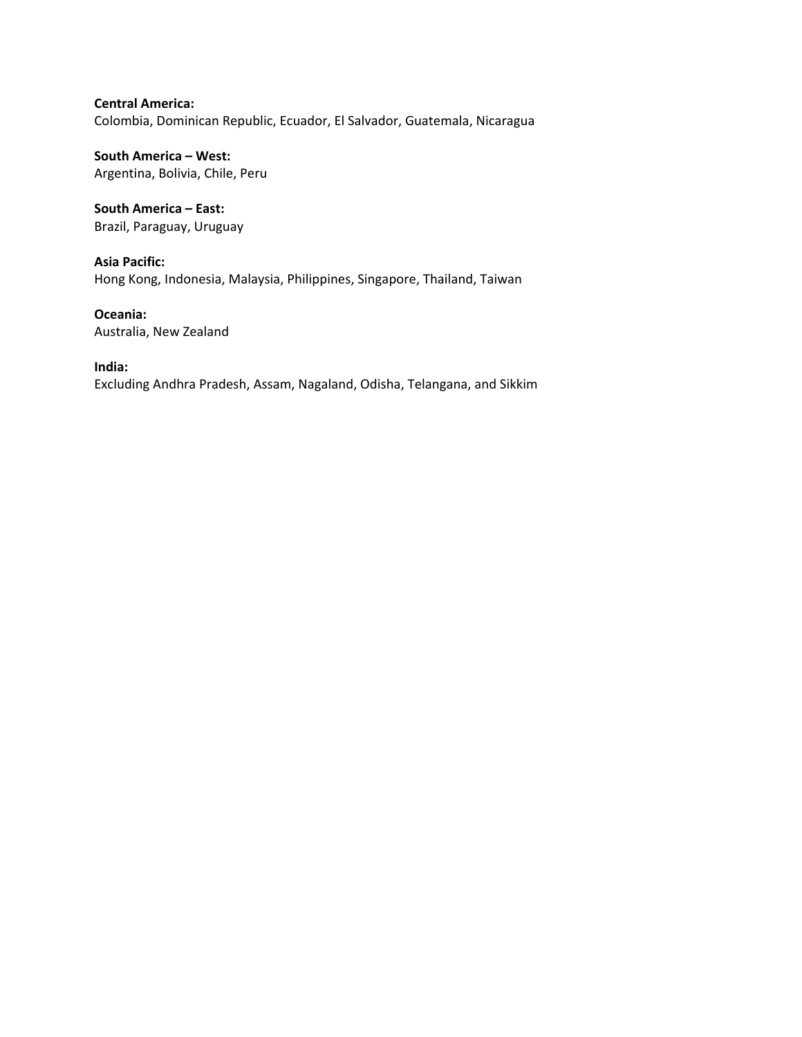**Central America:**
Colombia, Dominican Republic, Ecuador, El Salvador, Guatemala, Nicaragua

**South America – West:**
Argentina, Bolivia, Chile, Peru

**South America – East:**
Brazil, Paraguay, Uruguay

**Asia Pacific:**
Hong Kong, Indonesia, Malaysia, Philippines, Singapore, Thailand, Taiwan

**Oceania:**
Australia, New Zealand

**India:**
Excluding Andhra Pradesh, Assam, Nagaland, Odisha, Telangana, and Sikkim